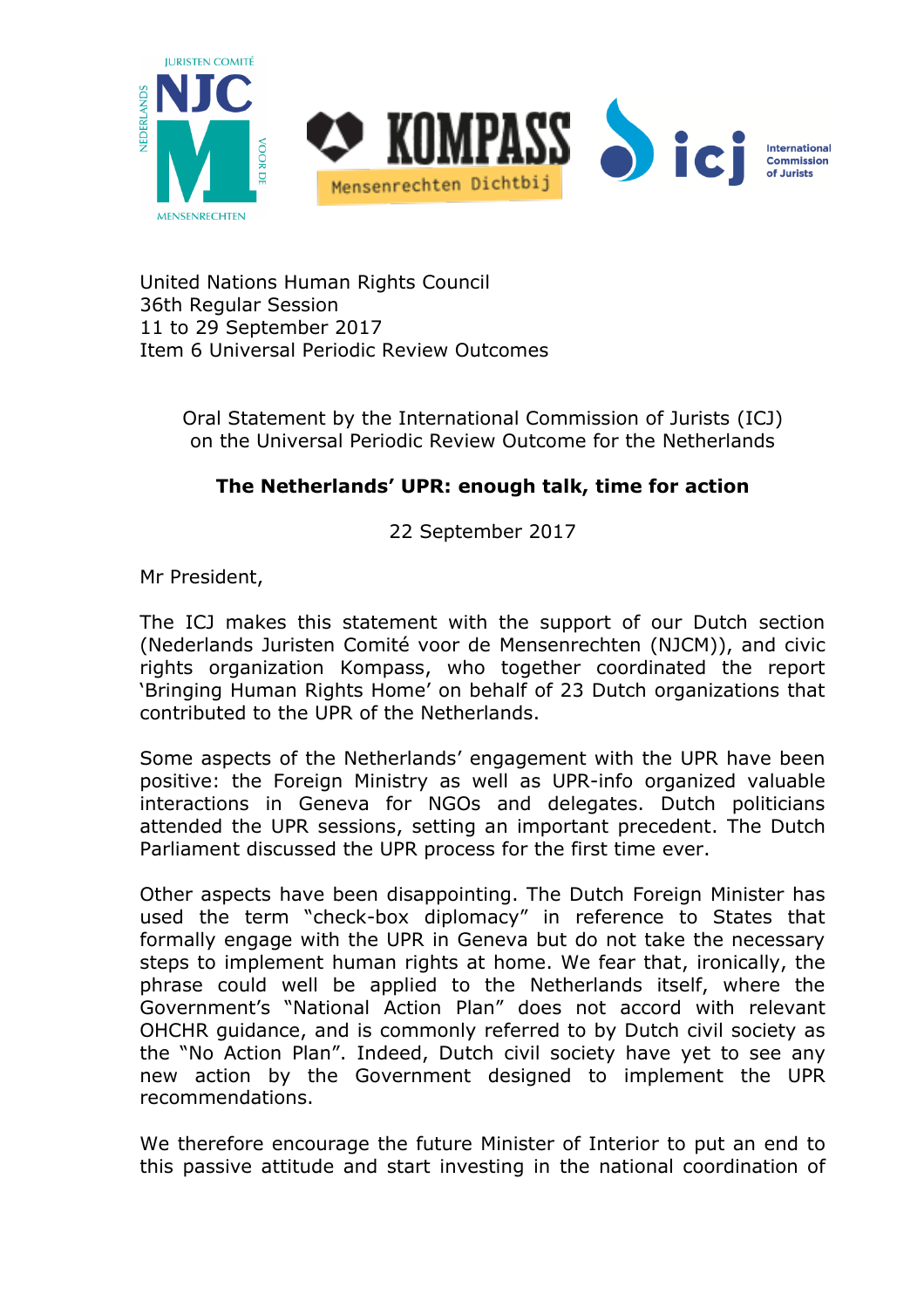United Nations Human Rights Council
36th Regular Session
11 to 29 September 2017
Item 6 Universal Periodic Review Outcomes

Oral Statement by the International Commission of Jurists (ICJ) on the Universal Periodic Review Outcome for the Netherlands

**The Netherlands' UPR: enough talk, time for action**

22 September 2017

Mr President,

The ICJ makes this statement with the support of our Dutch section (Nederlands Juristen Comité voor de Mensenrechten (NJCM)), and civic rights organization Kompass, who together coordinated the report 'Bringing Human Rights Home' on behalf of 23 Dutch organizations that contributed to the UPR of the Netherlands.

Some aspects of the Netherlands' engagement with the UPR have been positive: the Foreign Ministry as well as UPR-info organized valuable interactions in Geneva for NGOs and delegates. Dutch politicians attended the UPR sessions, setting an important precedent. The Dutch Parliament discussed the UPR process for the first time ever.

Other aspects have been disappointing. The Dutch Foreign Minister has used the term "check-box diplomacy" in reference to States that formally engage with the UPR in Geneva but do not take the necessary steps to implement human rights at home. We fear that, ironically, the phrase could well be applied to the Netherlands itself, where the Government's "National Action Plan" does not accord with relevant OHCHR guidance, and is commonly referred to by Dutch civil society as the "No Action Plan". Indeed, Dutch civil society have yet to see any new action by the Government designed to implement the UPR recommendations.

We therefore encourage the future Minister of Interior to put an end to this passive attitude and start investing in the national coordination of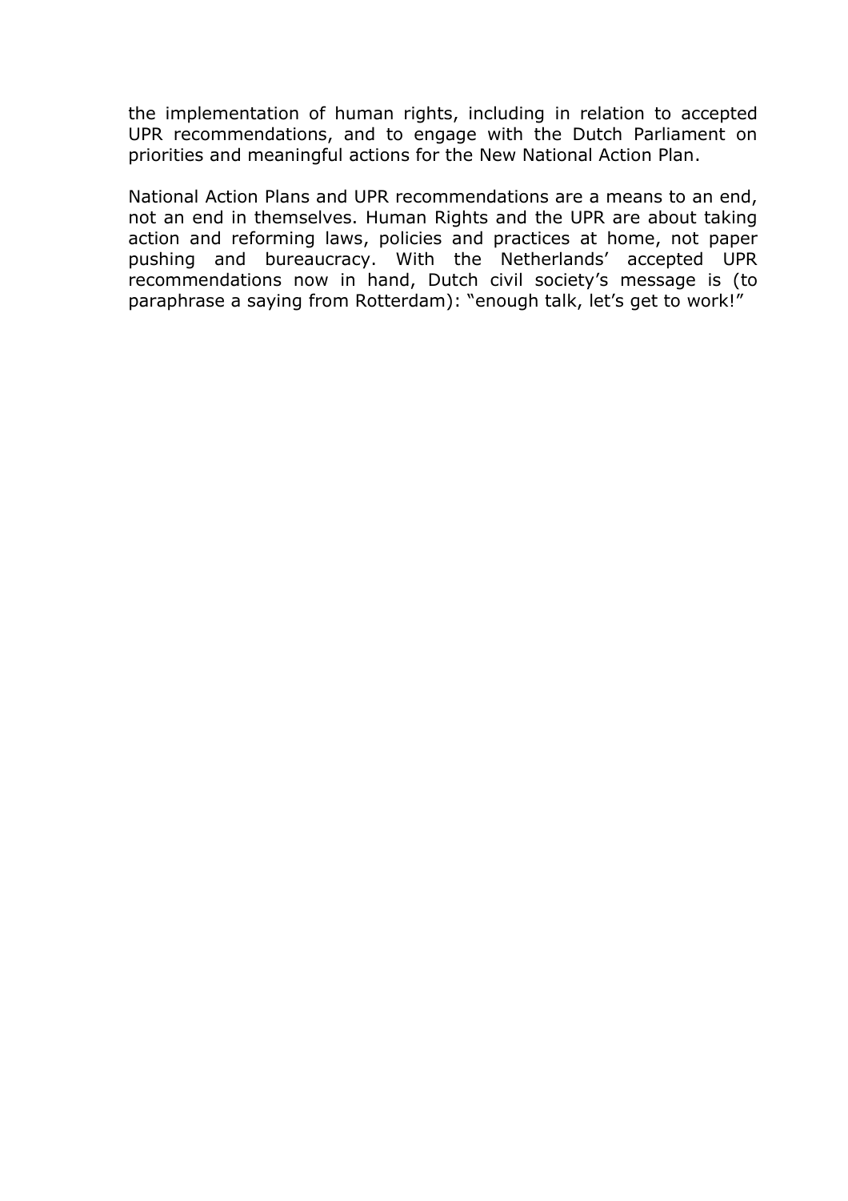the implementation of human rights, including in relation to accepted UPR recommendations, and to engage with the Dutch Parliament on priorities and meaningful actions for the New National Action Plan.

National Action Plans and UPR recommendations are a means to an end, not an end in themselves. Human Rights and the UPR are about taking action and reforming laws, policies and practices at home, not paper pushing and bureaucracy. With the Netherlands' accepted UPR recommendations now in hand, Dutch civil society's message is (to paraphrase a saying from Rotterdam): "enough talk, let's get to work!"